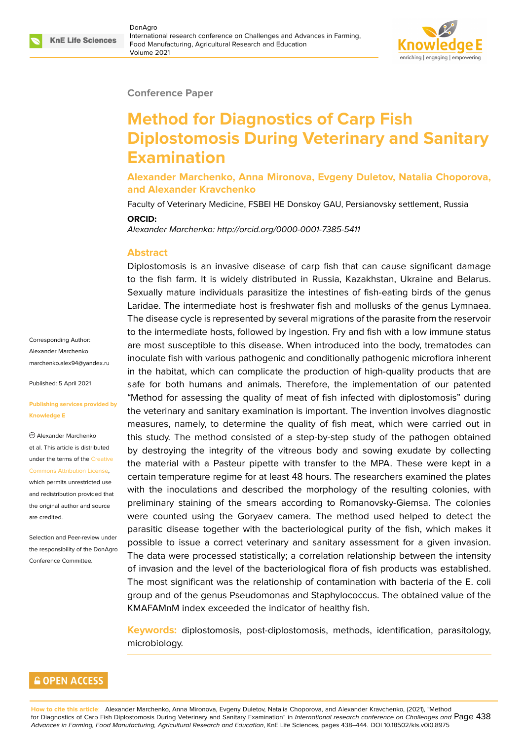Conference Paper

# Method for Diagnostics of Carp Fish Diplostomosis During Veterinary and Sanitary Examination

**Alexander Marchenko, Anna Mironova, Evgeny Duletov, Natalia Choporova, and Alexander Kravchenko**

Faculty of Veterinary Medicine, FSBEI HE Donskoy GAU, Persianovsky settlement, Russia

**ORCID:**

*Alexander Marchenko: http://orcid.org/0000-0001-7385-5411*

## Abstract

Diplostomosis is an invasive disease of carp fish that can cause significant damage to the fish farm. It is widely distributed in Russia, Kazakhstan, Ukraine and Belarus. Sexually mature individuals parasitize the intestines of fish-eating birds of the genus Laridae. The intermediate host is freshwater fish and mollusks of the genus Lymnaea. The disease cycle is represented by several migrations of the parasite from the reservoir to the intermediate hosts, followed by ingestion. Fry and fish with a low immune status are most susceptible to this disease. When introduced into the body, trematodes can inoculate fish with various pathogenic and conditionally pathogenic microflora inherent in the habitat, which can complicate the production of high-quality products that are safe for both humans and animals. Therefore, the implementation of our patented "Method for assessing the quality of meat of fish infected with diplostomosis" during the veterinary and sanitary examination is important. The invention involves diagnostic measures, namely, to determine the quality of fish meat, which were carried out in this study. The method consisted of a step-by-step study of the pathogen obtained by destroying the integrity of the vitreous body and sowing exudate by collecting the material with a Pasteur pipette with transfer to the MPA. These were kept in a certain temperature regime for at least 48 hours. The researchers examined the plates with the inoculations and described the morphology of the resulting colonies, with preliminary staining of the smears according to Romanovsky-Giemsa. The colonies were counted using the Goryaev camera. The method used helped to detect the parasitic disease together with the bacteriological purity of the fish, which makes it possible to issue a correct veterinary and sanitary assessment for a given invasion. The data were processed statistically; a correlation relationship between the intensity of invasion and the level of the bacteriological flora of fish products was established. The most significant was the relationship of contamination with bacteria of the E. coli group and of the genus Pseudomonas and Staphylococcus. The obtained value of the KMAFAMnM index exceeded the indicator of healthy fish.

**Keywords:** diplostomosis, post-diplostomosis, methods, identification, parasitology, microbiology.

Corresponding Author:
Alexander Marchenko
marchenko.alex94@yandex.ru

Published: 5 April 2021

**Publishing services provided by Knowledge E**

© Alexander Marchenko et al. This article is distributed under the terms of the Creative Commons Attribution License, which permits unrestricted use and redistribution provided that the original author and source are credited.

Selection and Peer-review under the responsibility of the DonAgro Conference Committee.

OPEN ACCESS

**How to cite this article:** Alexander Marchenko, Anna Mironova, Evgeny Duletov, Natalia Choporova, and Alexander Kravchenko, (2021), "Method for Diagnostics of Carp Fish Diplostomosis During Veterinary and Sanitary Examination" in *International research conference on Challenges and Advances in Farming, Food Manufacturing, Agricultural Research and Education*, KnE Life Sciences, pages 438–444. DOI 10.18502/kls.v0i0.8975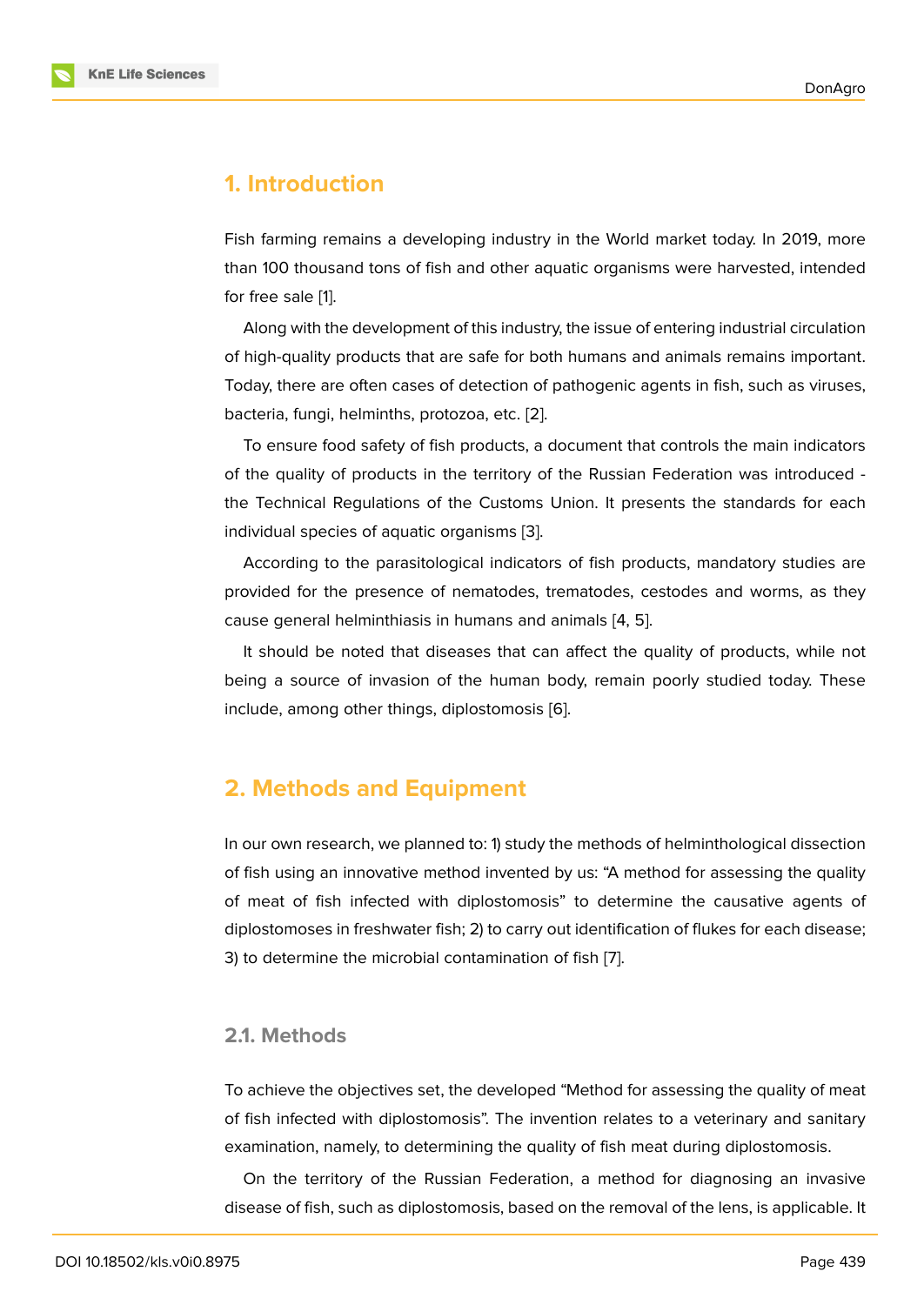## 1. Introduction

Fish farming remains a developing industry in the World market today. In 2019, more than 100 thousand tons of fish and other aquatic organisms were harvested, intended for free sale [1].

Along with the development of this industry, the issue of entering industrial circulation of high-quality products that are safe for both humans and animals remains important. Today, there are often cases of detection of pathogenic agents in fish, such as viruses, bacteria, fungi, helminths, protozoa, etc. [2].

To ensure food safety of fish products, a document that controls the main indicators of the quality of products in the territory of the Russian Federation was introduced - the Technical Regulations of the Customs Union. It presents the standards for each individual species of aquatic organisms [3].

According to the parasitological indicators of fish products, mandatory studies are provided for the presence of nematodes, trematodes, cestodes and worms, as they cause general helminthiasis in humans and animals [4, 5].

It should be noted that diseases that can affect the quality of products, while not being a source of invasion of the human body, remain poorly studied today. These include, among other things, diplostomosis [6].

## 2. Methods and Equipment

In our own research, we planned to: 1) study the methods of helminthological dissection of fish using an innovative method invented by us: "A method for assessing the quality of meat of fish infected with diplostomosis" to determine the causative agents of diplostomoses in freshwater fish; 2) to carry out identification of flukes for each disease; 3) to determine the microbial contamination of fish [7].

### 2.1. Methods

To achieve the objectives set, the developed "Method for assessing the quality of meat of fish infected with diplostomosis". The invention relates to a veterinary and sanitary examination, namely, to determining the quality of fish meat during diplostomosis.

On the territory of the Russian Federation, a method for diagnosing an invasive disease of fish, such as diplostomosis, based on the removal of the lens, is applicable. It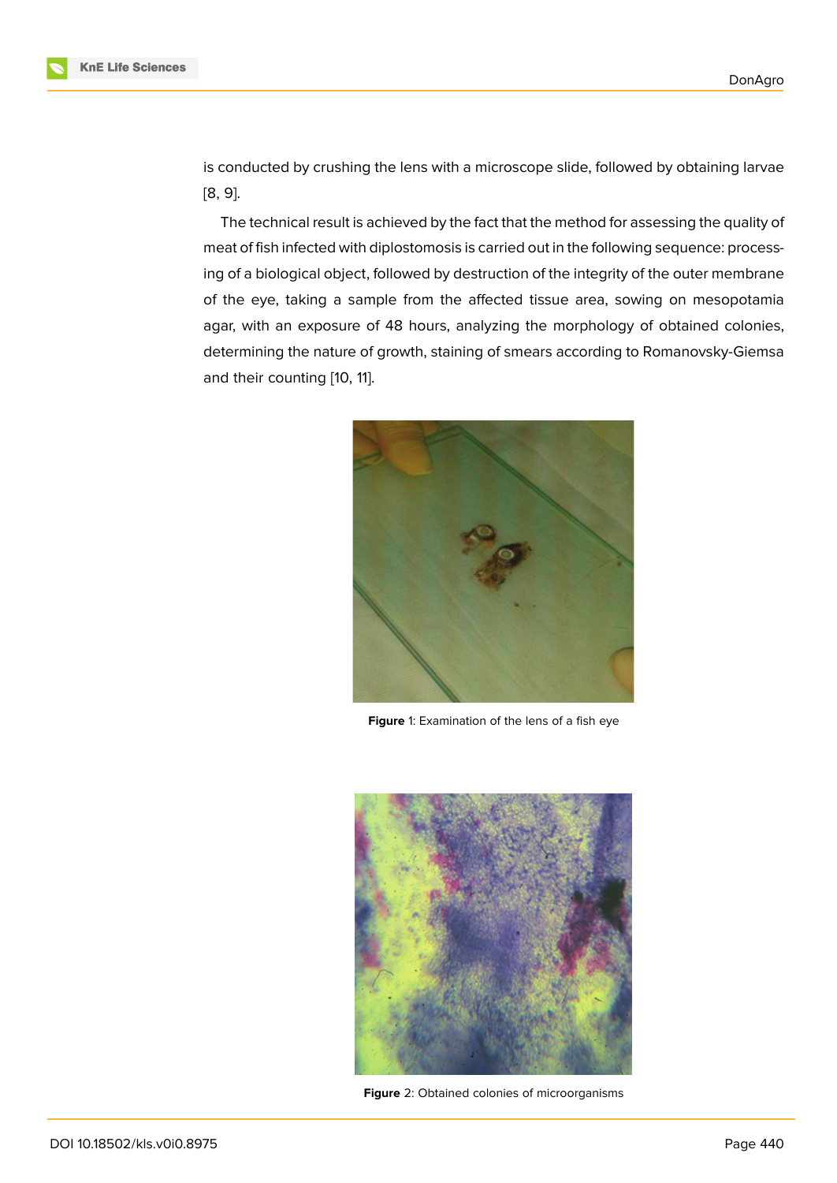is conducted by crushing the lens with a microscope slide, followed by obtaining larvae [8, 9].

The technical result is achieved by the fact that the method for assessing the quality of meat of fish infected with diplostomosis is carried out in the following sequence: processing of a biological object, followed by destruction of the integrity of the outer membrane of the eye, taking a sample from the affected tissue area, sowing on mesopotamia agar, with an exposure of 48 hours, analyzing the morphology of obtained colonies, determining the nature of growth, staining of smears according to Romanovsky-Giemsa and their counting [10, 11].

**Figure** 1: Examination of the lens of a fish eye

**Figure** 2: Obtained colonies of microorganisms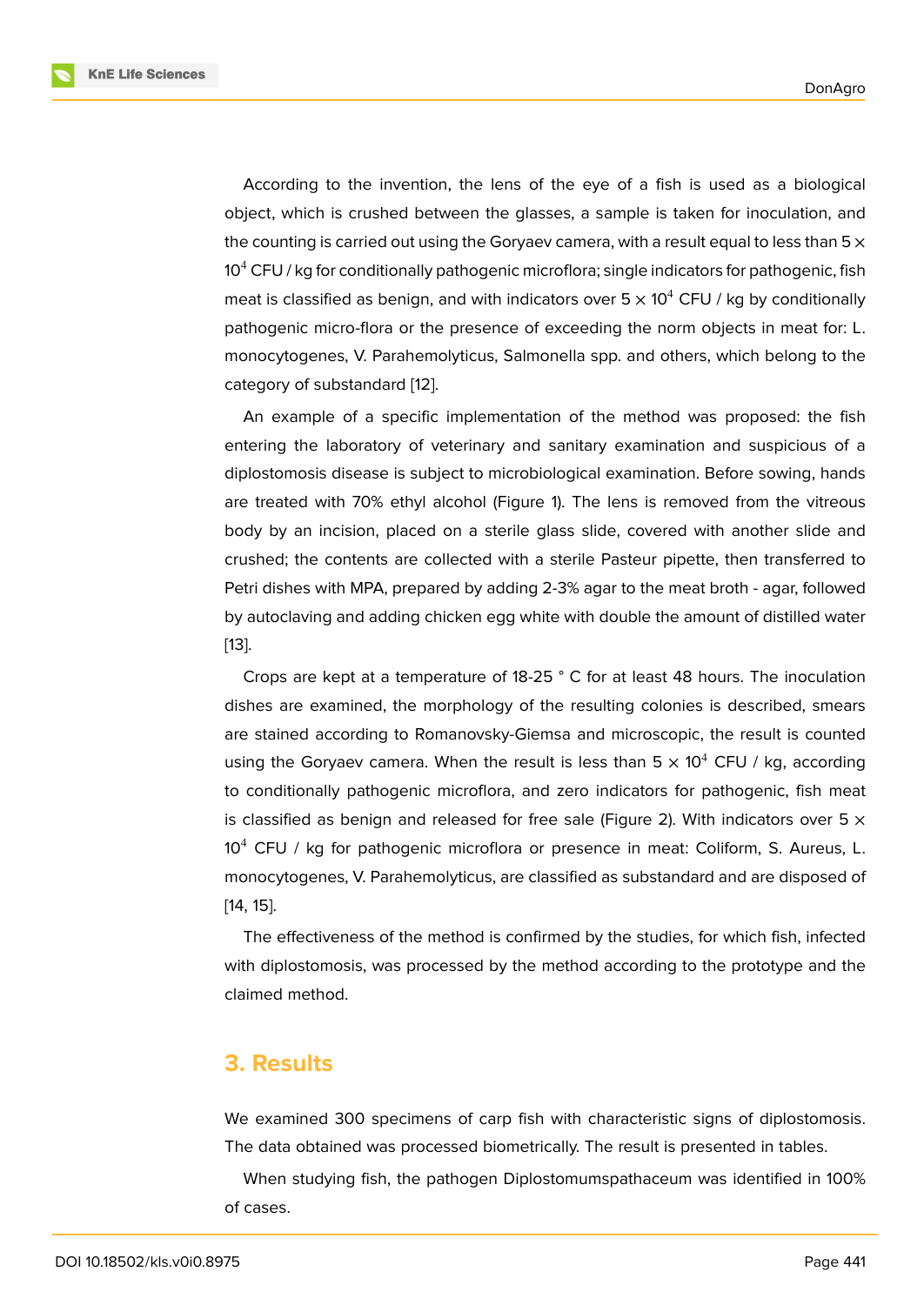According to the invention, the lens of the eye of a fish is used as a biological object, which is crushed between the glasses, a sample is taken for inoculation, and the counting is carried out using the Goryaev camera, with a result equal to less than $5 \times 10^4$ CFU / kg for conditionally pathogenic microflora; single indicators for pathogenic, fish meat is classified as benign, and with indicators over $5 \times 10^4$ CFU / kg by conditionally pathogenic micro-flora or the presence of exceeding the norm objects in meat for: L. monocytogenes, V. Parahemolyticus, Salmonella spp. and others, which belong to the category of substandard [12].

An example of a specific implementation of the method was proposed: the fish entering the laboratory of veterinary and sanitary examination and suspicious of a diplostomosis disease is subject to microbiological examination. Before sowing, hands are treated with 70% ethyl alcohol (Figure 1). The lens is removed from the vitreous body by an incision, placed on a sterile glass slide, covered with another slide and crushed; the contents are collected with a sterile Pasteur pipette, then transferred to Petri dishes with MPA, prepared by adding 2-3% agar to the meat broth - agar, followed by autoclaving and adding chicken egg white with double the amount of distilled water [13].

Crops are kept at a temperature of 18-25 ° C for at least 48 hours. The inoculation dishes are examined, the morphology of the resulting colonies is described, smears are stained according to Romanovsky-Giemsa and microscopic, the result is counted using the Goryaev camera. When the result is less than $5 \times 10^4$ CFU / kg, according to conditionally pathogenic microflora, and zero indicators for pathogenic, fish meat is classified as benign and released for free sale (Figure 2). With indicators over $5 \times 10^4$ CFU / kg for pathogenic microflora or presence in meat: Coliform, S. Aureus, L. monocytogenes, V. Parahemolyticus, are classified as substandard and are disposed of [14, 15].

The effectiveness of the method is confirmed by the studies, for which fish, infected with diplostomosis, was processed by the method according to the prototype and the claimed method.

## 3. Results

We examined 300 specimens of carp fish with characteristic signs of diplostomosis. The data obtained was processed biometrically. The result is presented in tables.

When studying fish, the pathogen Diplostomumspathaceum was identified in 100% of cases.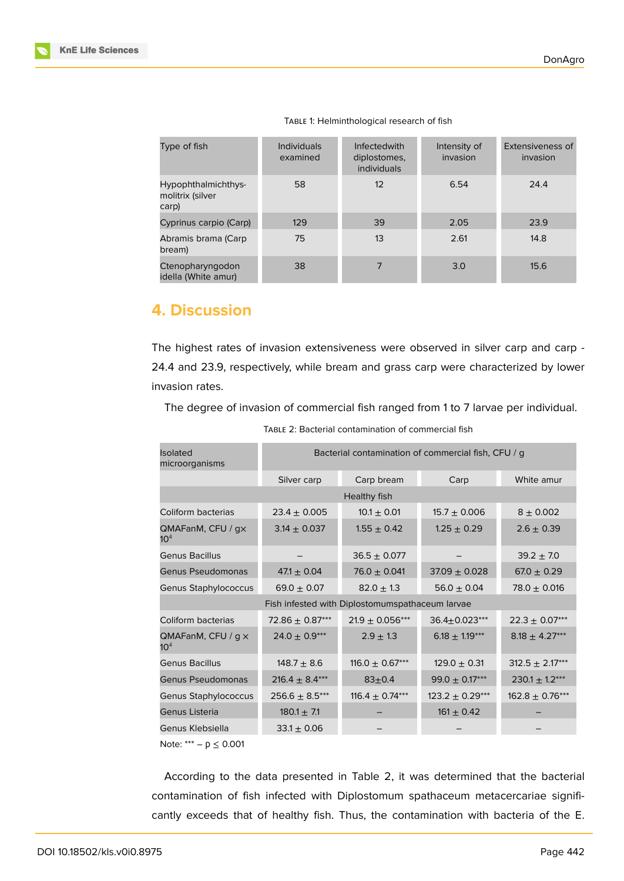Table 1: Helminthological research of fish

| Type of fish | Individuals examined | Infectedwith diplostomes, individuals | Intensity of invasion | Extensiveness of invasion |
|---|---|---|---|---|
| Hypophthalmichthys-molitrix (silver carp) | 58 | 12 | 6.54 | 24.4 |
| Cyprinus carpio (Carp) | 129 | 39 | 2.05 | 23.9 |
| Abramis brama (Carp bream) | 75 | 13 | 2.61 | 14.8 |
| Ctenopharyngodon idella (White amur) | 38 | 7 | 3.0 | 15.6 |

## 4. Discussion

The highest rates of invasion extensiveness were observed in silver carp and carp - 24.4 and 23.9, respectively, while bream and grass carp were characterized by lower invasion rates.

The degree of invasion of commercial fish ranged from 1 to 7 larvae per individual.

Table 2: Bacterial contamination of commercial fish

| Isolated microorganisms | Bacterial contamination of commercial fish, CFU / g | | | |
|---|---|---|---|---|
| | Silver carp | Carp bream | Carp | White amur |
| Healthy fish | | | | |
| Coliform bacterias | 23.4 ± 0.005 | 10.1 ± 0.01 | 15.7 ± 0.006 | 8 ± 0.002 |
| QMAFanM, CFU / g× $10^4$ | 3.14 ± 0.037 | 1.55 ± 0.42 | 1.25 ± 0.29 | 2.6 ± 0.39 |
| Genus Bacillus | – | 36.5 ± 0.077 | – | 39.2 ± 7.0 |
| Genus Pseudomonas | 47.1 ± 0.04 | 76.0 ± 0.041 | 37.09 ± 0.028 | 67.0 ± 0.29 |
| Genus Staphylococcus | 69.0 ± 0.07 | 82.0 ± 1.3 | 56.0 ± 0.04 | 78.0 ± 0.016 |
| Fish infested with Diplostomumspathaceum larvae | | | | |
| Coliform bacterias | 72.86 ± 0.87*** | 21.9 ± 0.056*** | 36.4±0.023*** | 22.3 ± 0.07*** |
| QMAFanM, CFU / g × $10^4$ | 24.0 ± 0.9*** | 2.9 ± 1.3 | 6.18 ± 1.19*** | 8.18 ± 4.27*** |
| Genus Bacillus | 148.7 ± 8.6 | 116.0 ± 0.67*** | 129.0 ± 0.31 | 312.5 ± 2.17*** |
| Genus Pseudomonas | 216.4 ± 8.4*** | 83±0.4 | 99.0 ± 0.17*** | 230.1 ± 1.2*** |
| Genus Staphylococcus | 256.6 ± 8.5*** | 116.4 ± 0.74*** | 123.2 ± 0.29*** | 162.8 ± 0.76*** |
| Genus Listeria | 180.1 ± 7.1 | – | 161 ± 0.42 | – |
| Genus Klebsiella | 33.1 ± 0.06 | – | – | – |

Note: *** – $p \leq 0.001$

According to the data presented in Table 2, it was determined that the bacterial contamination of fish infected with Diplostomum spathaceum metacercariae significantly exceeds that of healthy fish. Thus, the contamination with bacteria of the E.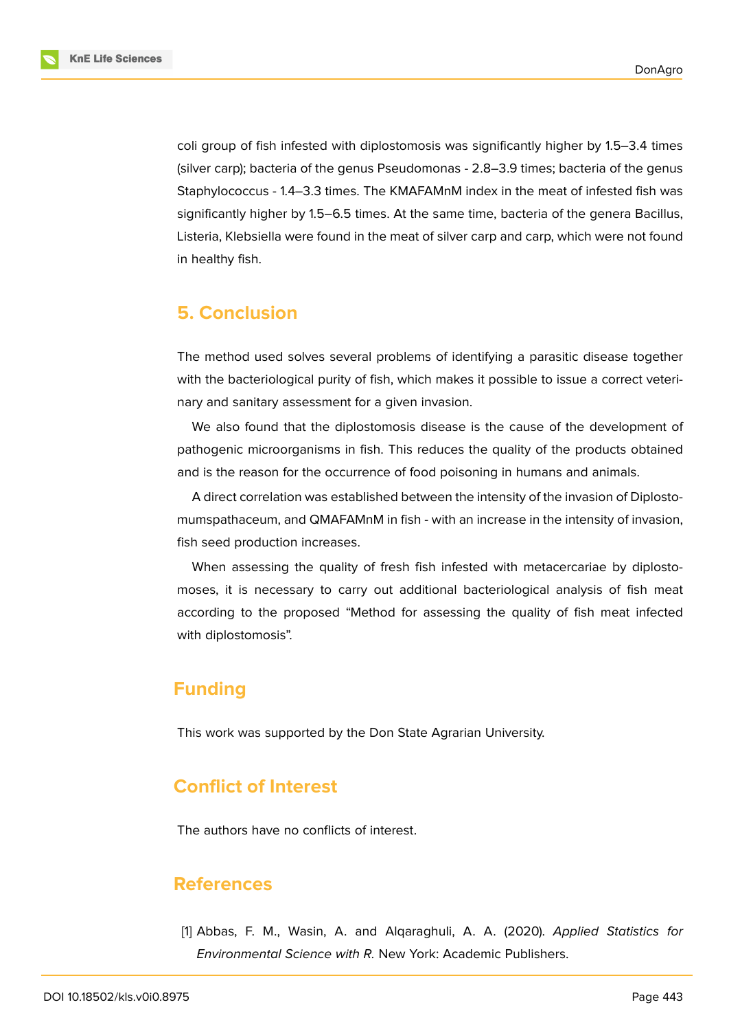coli group of fish infested with diplostomosis was significantly higher by 1.5–3.4 times (silver carp); bacteria of the genus Pseudomonas - 2.8–3.9 times; bacteria of the genus Staphylococcus - 1.4–3.3 times. The KMAFAMnM index in the meat of infested fish was significantly higher by 1.5–6.5 times. At the same time, bacteria of the genera Bacillus, Listeria, Klebsiella were found in the meat of silver carp and carp, which were not found in healthy fish.

## 5. Conclusion

The method used solves several problems of identifying a parasitic disease together with the bacteriological purity of fish, which makes it possible to issue a correct veterinary and sanitary assessment for a given invasion.

We also found that the diplostomosis disease is the cause of the development of pathogenic microorganisms in fish. This reduces the quality of the products obtained and is the reason for the occurrence of food poisoning in humans and animals.

A direct correlation was established between the intensity of the invasion of Diplostomumspathaceum, and QMAFAMnM in fish - with an increase in the intensity of invasion, fish seed production increases.

When assessing the quality of fresh fish infested with metacercariae by diplostomoses, it is necessary to carry out additional bacteriological analysis of fish meat according to the proposed "Method for assessing the quality of fish meat infected with diplostomosis".

## Funding

This work was supported by the Don State Agrarian University.

## Conflict of Interest

The authors have no conflicts of interest.

## References

[1] Abbas, F. M., Wasin, A. and Alqaraghuli, A. A. (2020). *Applied Statistics for Environmental Science with R.* New York: Academic Publishers.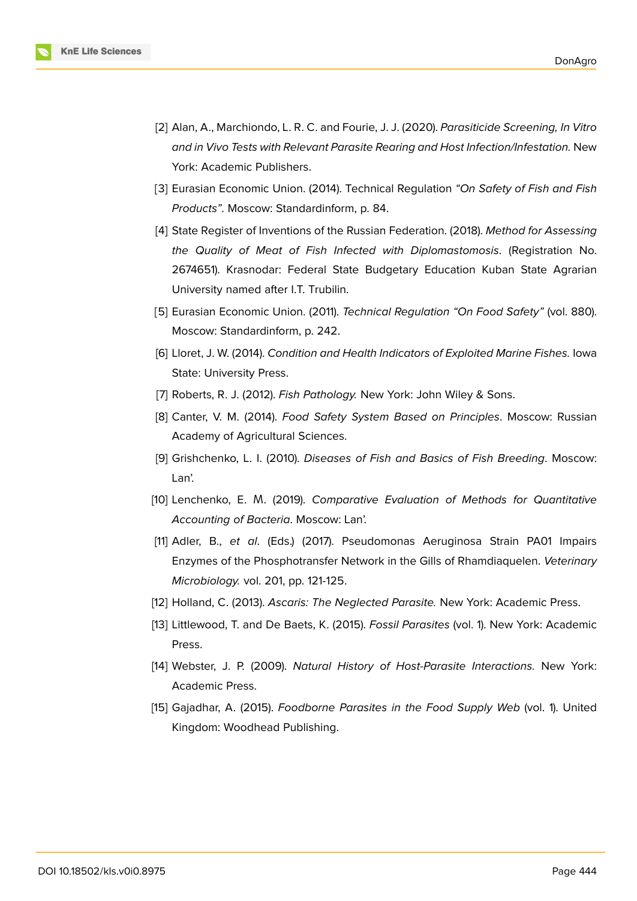[2] Alan, A., Marchiondo, L. R. C. and Fourie, J. J. (2020). *Parasiticide Screening, In Vitro and in Vivo Tests with Relevant Parasite Rearing and Host Infection/Infestation.* New York: Academic Publishers.

[3] Eurasian Economic Union. (2014). Technical Regulation *"On Safety of Fish and Fish Products"*. Moscow: Standardinform, p. 84.

[4] State Register of Inventions of the Russian Federation. (2018). *Method for Assessing the Quality of Meat of Fish Infected with Diplomastomosis*. (Registration No. 2674651). Krasnodar: Federal State Budgetary Education Kuban State Agrarian University named after I.T. Trubilin.

[5] Eurasian Economic Union. (2011). *Technical Regulation "On Food Safety"* (vol. 880). Moscow: Standardinform, p. 242.

[6] Lloret, J. W. (2014). *Condition and Health Indicators of Exploited Marine Fishes.* Iowa State: University Press.

[7] Roberts, R. J. (2012). *Fish Pathology.* New York: John Wiley & Sons.

[8] Canter, V. M. (2014). *Food Safety System Based on Principles*. Moscow: Russian Academy of Agricultural Sciences.

[9] Grishchenko, L. I. (2010). *Diseases of Fish and Basics of Fish Breeding*. Moscow: Lan'.

[10] Lenchenko, E. M. (2019). *Comparative Evaluation of Methods for Quantitative Accounting of Bacteria*. Moscow: Lan'.

[11] Adler, B., *et al*. (Eds.) (2017). Pseudomonas Aeruginosa Strain PA01 Impairs Enzymes of the Phosphotransfer Network in the Gills of Rhamdiaquelen. *Veterinary Microbiology.* vol. 201, pp. 121-125.

[12] Holland, C. (2013). *Ascaris: The Neglected Parasite.* New York: Academic Press.

[13] Littlewood, T. and De Baets, K. (2015). *Fossil Parasites* (vol. 1). New York: Academic Press.

[14] Webster, J. P. (2009). *Natural History of Host-Parasite Interactions.* New York: Academic Press.

[15] Gajadhar, A. (2015). *Foodborne Parasites in the Food Supply Web* (vol. 1). United Kingdom: Woodhead Publishing.